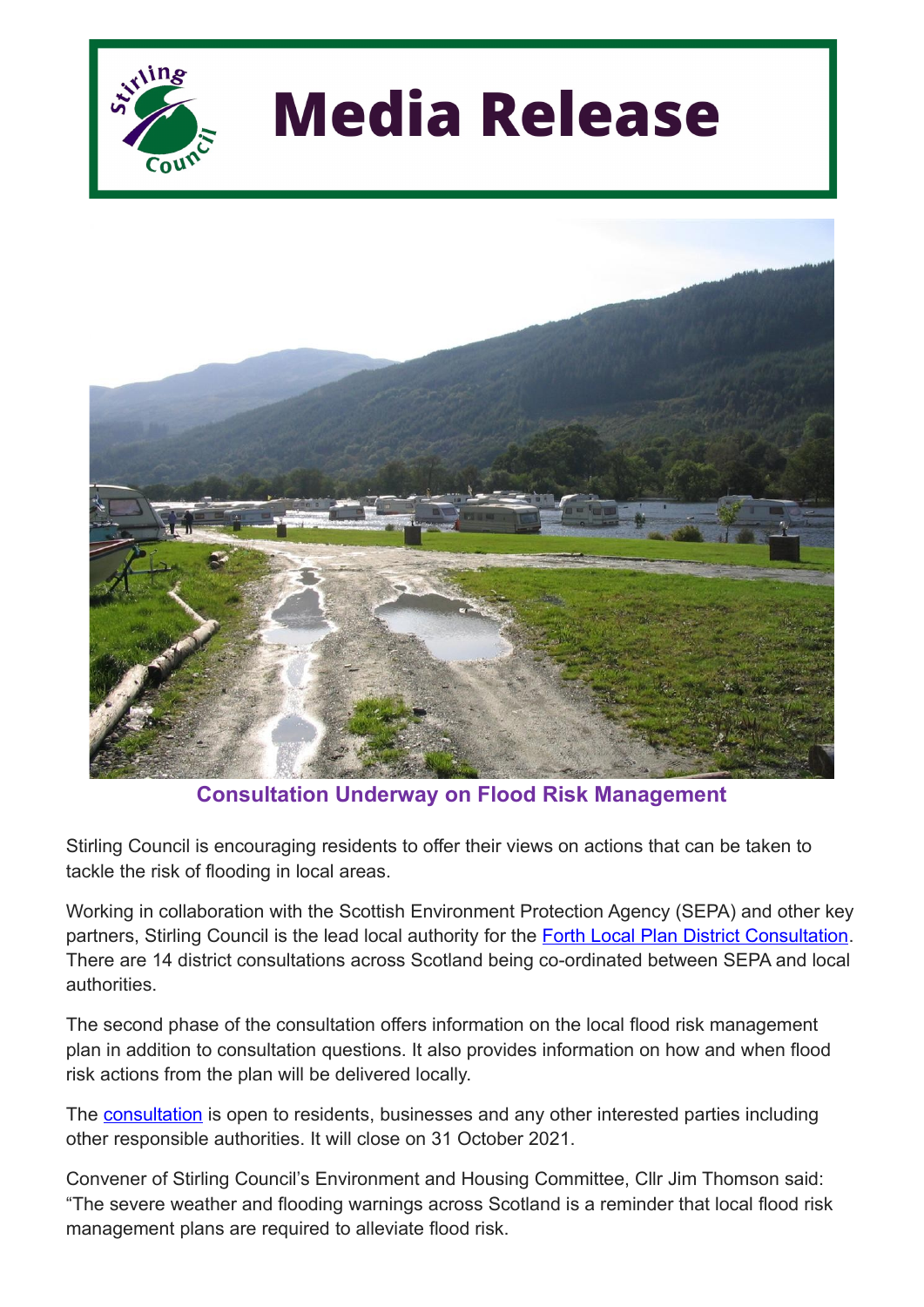# Media Release

## Consultation Underway on Flood Risk Management

Stirling Council is encouraging residents to offer their views on actions that can be taken to tackle the risk of flooding in local areas.

Working in collaboration with the Scottish Environment Protection Agency (SEPA) and other key partners, Stirling Council is the lead local authority for the Forth Local Plan District Consultation. There are 14 district consultations across Scotland being co-ordinated between SEPA and local authorities.

The second phase of the consultation offers information on the local flood risk management plan in addition to consultation questions. It also provides information on how and when flood risk actions from the plan will be delivered locally.

The consultation is open to residents, businesses and any other interested parties including other responsible authorities. It will close on 31 October 2021.

Convener of Stirling Council's Environment and Housing Committee, Cllr Jim Thomson said: "The severe weather and flooding warnings across Scotland is a reminder that local flood risk management plans are required to alleviate flood risk.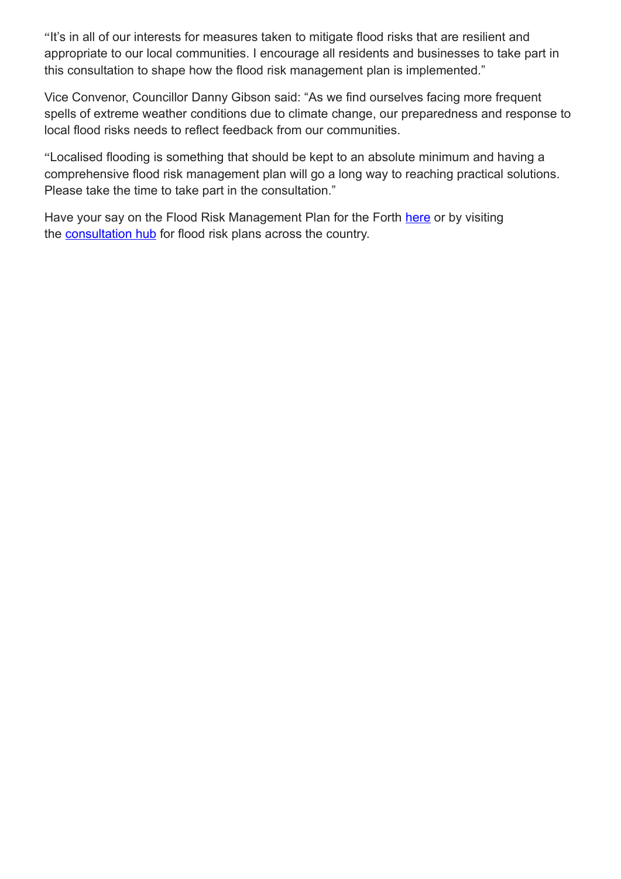"It's in all of our interests for measures taken to mitigate flood risks that are resilient and appropriate to our local communities. I encourage all residents and businesses to take part in this consultation to shape how the flood risk management plan is implemented."

Vice Convenor, Councillor Danny Gibson said: "As we find ourselves facing more frequent spells of extreme weather conditions due to climate change, our preparedness and response to local flood risks needs to reflect feedback from our communities.

"Localised flooding is something that should be kept to an absolute minimum and having a comprehensive flood risk management plan will go a long way to reaching practical solutions. Please take the time to take part in the consultation."

Have your say on the Flood Risk Management Plan for the Forth here or by visiting the consultation hub for flood risk plans across the country.